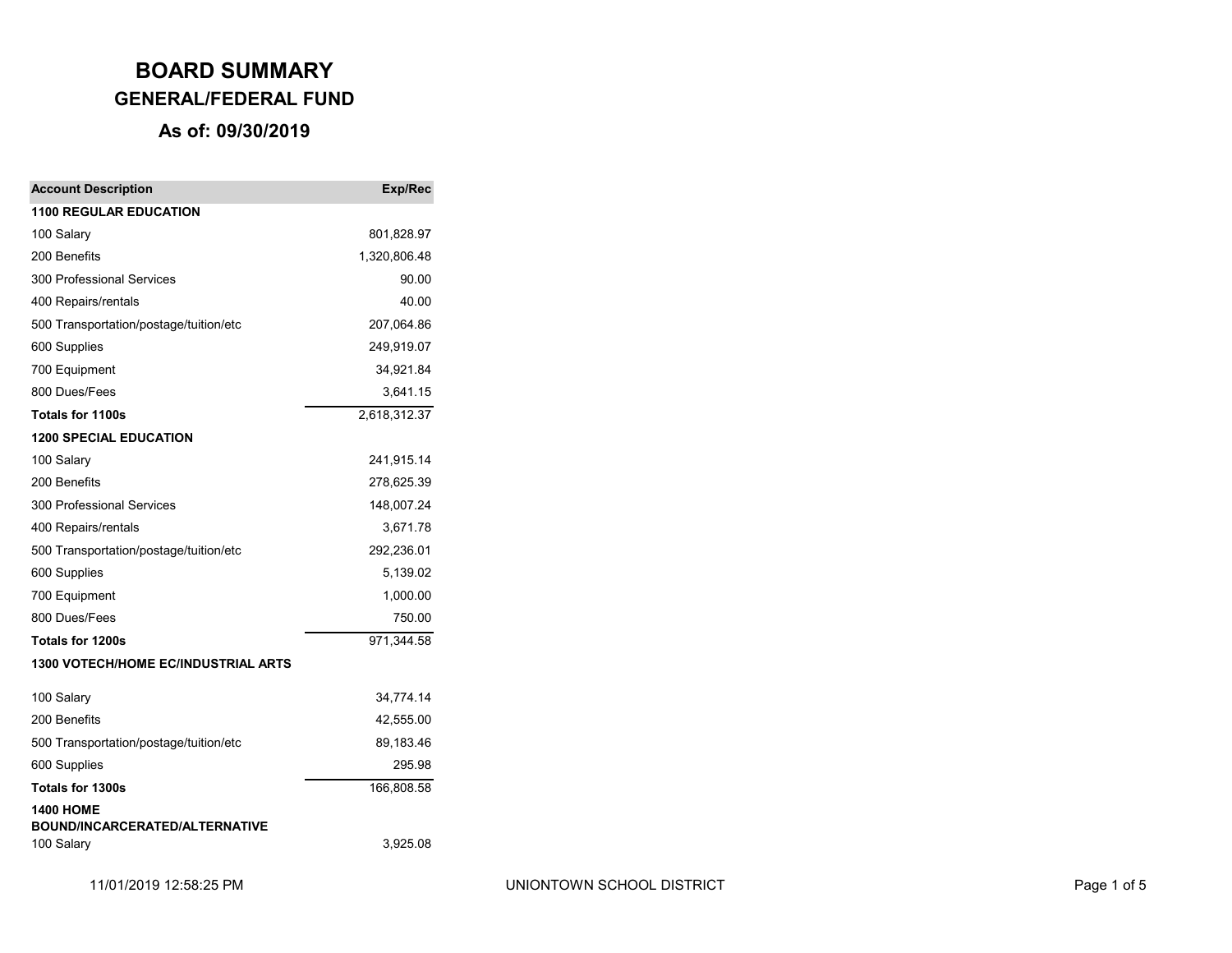# BOARD SUMMARY

## GENERAL/FEDERAL FUND

### As of: 09/30/2019

| Account Description | Exp/Rec |
|---|---:|
| **1100 REGULAR EDUCATION** | |
| 100 Salary | 801,828.97 |
| 200 Benefits | 1,320,806.48 |
| 300 Professional Services | 90.00 |
| 400 Repairs/rentals | 40.00 |
| 500 Transportation/postage/tuition/etc | 207,064.86 |
| 600 Supplies | 249,919.07 |
| 700 Equipment | 34,921.84 |
| 800 Dues/Fees | 3,641.15 |
| **Totals for 1100s** | 2,618,312.37 |
| **1200 SPECIAL EDUCATION** | |
| 100 Salary | 241,915.14 |
| 200 Benefits | 278,625.39 |
| 300 Professional Services | 148,007.24 |
| 400 Repairs/rentals | 3,671.78 |
| 500 Transportation/postage/tuition/etc | 292,236.01 |
| 600 Supplies | 5,139.02 |
| 700 Equipment | 1,000.00 |
| 800 Dues/Fees | 750.00 |
| **Totals for 1200s** | 971,344.58 |
| **1300 VOTECH/HOME EC/INDUSTRIAL ARTS** | |
| 100 Salary | 34,774.14 |
| 200 Benefits | 42,555.00 |
| 500 Transportation/postage/tuition/etc | 89,183.46 |
| 600 Supplies | 295.98 |
| **Totals for 1300s** | 166,808.58 |
| **1400 HOME BOUND/INCARCERATED/ALTERNATIVE** | |
| 100 Salary | 3,925.08 |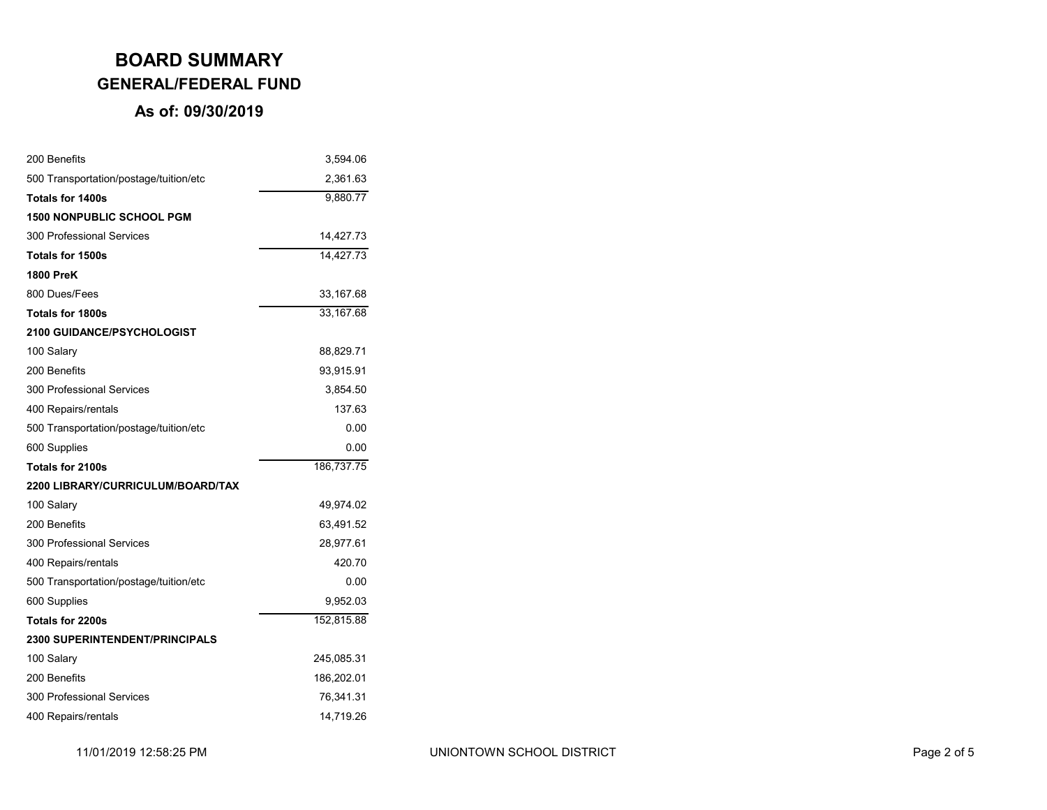# BOARD SUMMARY

## GENERAL/FEDERAL FUND

### As of: 09/30/2019

| | |
|---|---:|
| 200 Benefits | 3,594.06 |
| 500 Transportation/postage/tuition/etc | 2,361.63 |
| **Totals for 1400s** | 9,880.77 |
| **1500 NONPUBLIC SCHOOL PGM** | |
| 300 Professional Services | 14,427.73 |
| **Totals for 1500s** | 14,427.73 |
| **1800 PreK** | |
| 800 Dues/Fees | 33,167.68 |
| **Totals for 1800s** | 33,167.68 |
| **2100 GUIDANCE/PSYCHOLOGIST** | |
| 100 Salary | 88,829.71 |
| 200 Benefits | 93,915.91 |
| 300 Professional Services | 3,854.50 |
| 400 Repairs/rentals | 137.63 |
| 500 Transportation/postage/tuition/etc | 0.00 |
| 600 Supplies | 0.00 |
| **Totals for 2100s** | 186,737.75 |
| **2200 LIBRARY/CURRICULUM/BOARD/TAX** | |
| 100 Salary | 49,974.02 |
| 200 Benefits | 63,491.52 |
| 300 Professional Services | 28,977.61 |
| 400 Repairs/rentals | 420.70 |
| 500 Transportation/postage/tuition/etc | 0.00 |
| 600 Supplies | 9,952.03 |
| **Totals for 2200s** | 152,815.88 |
| **2300 SUPERINTENDENT/PRINCIPALS** | |
| 100 Salary | 245,085.31 |
| 200 Benefits | 186,202.01 |
| 300 Professional Services | 76,341.31 |
| 400 Repairs/rentals | 14,719.26 |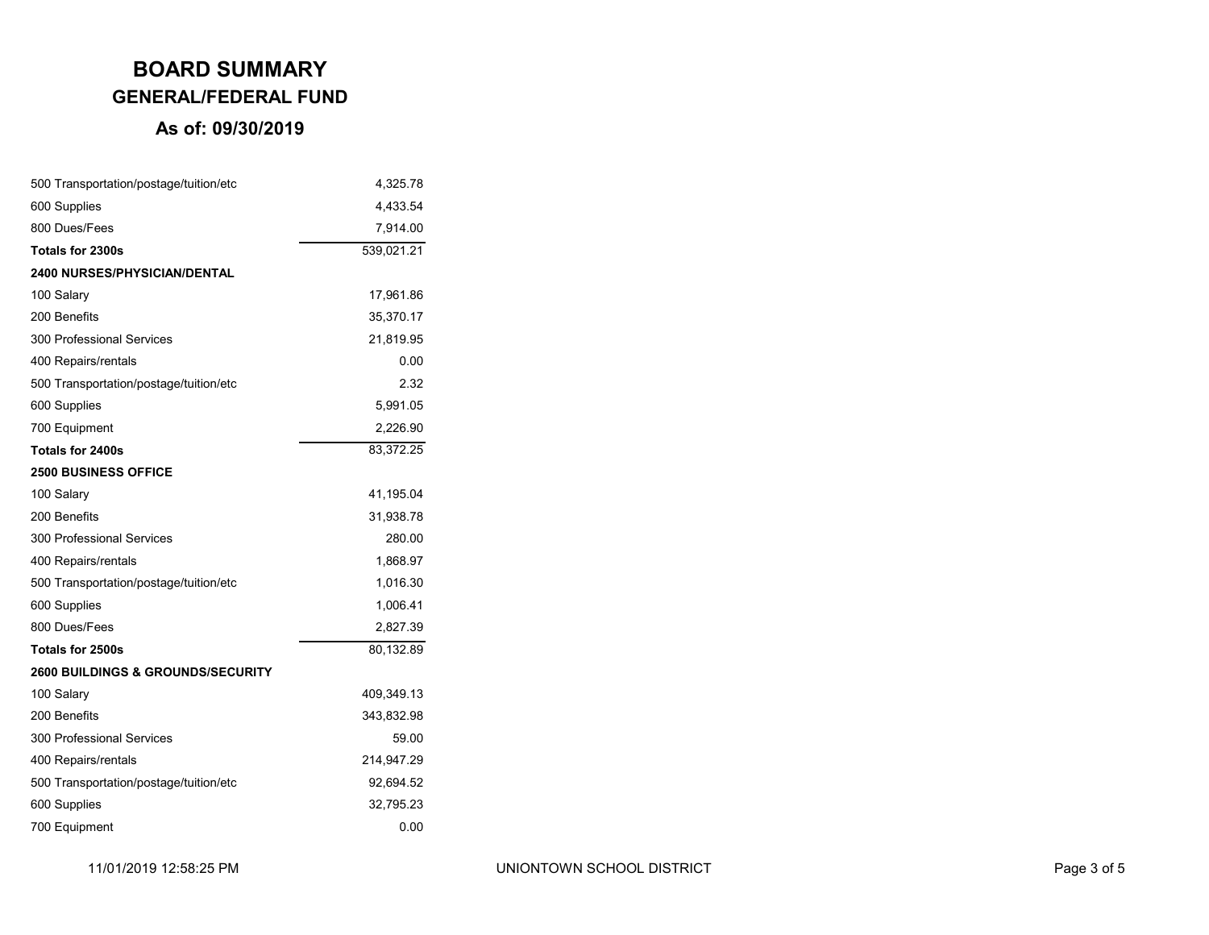# BOARD SUMMARY

## GENERAL/FEDERAL FUND

### As of: 09/30/2019

| | |
|---|---:|
| 500 Transportation/postage/tuition/etc | 4,325.78 |
| 600 Supplies | 4,433.54 |
| 800 Dues/Fees | 7,914.00 |
| **Totals for 2300s** | 539,021.21 |
| **2400 NURSES/PHYSICIAN/DENTAL** | |
| 100 Salary | 17,961.86 |
| 200 Benefits | 35,370.17 |
| 300 Professional Services | 21,819.95 |
| 400 Repairs/rentals | 0.00 |
| 500 Transportation/postage/tuition/etc | 2.32 |
| 600 Supplies | 5,991.05 |
| 700 Equipment | 2,226.90 |
| **Totals for 2400s** | 83,372.25 |
| **2500 BUSINESS OFFICE** | |
| 100 Salary | 41,195.04 |
| 200 Benefits | 31,938.78 |
| 300 Professional Services | 280.00 |
| 400 Repairs/rentals | 1,868.97 |
| 500 Transportation/postage/tuition/etc | 1,016.30 |
| 600 Supplies | 1,006.41 |
| 800 Dues/Fees | 2,827.39 |
| **Totals for 2500s** | 80,132.89 |
| **2600 BUILDINGS & GROUNDS/SECURITY** | |
| 100 Salary | 409,349.13 |
| 200 Benefits | 343,832.98 |
| 300 Professional Services | 59.00 |
| 400 Repairs/rentals | 214,947.29 |
| 500 Transportation/postage/tuition/etc | 92,694.52 |
| 600 Supplies | 32,795.23 |
| 700 Equipment | 0.00 |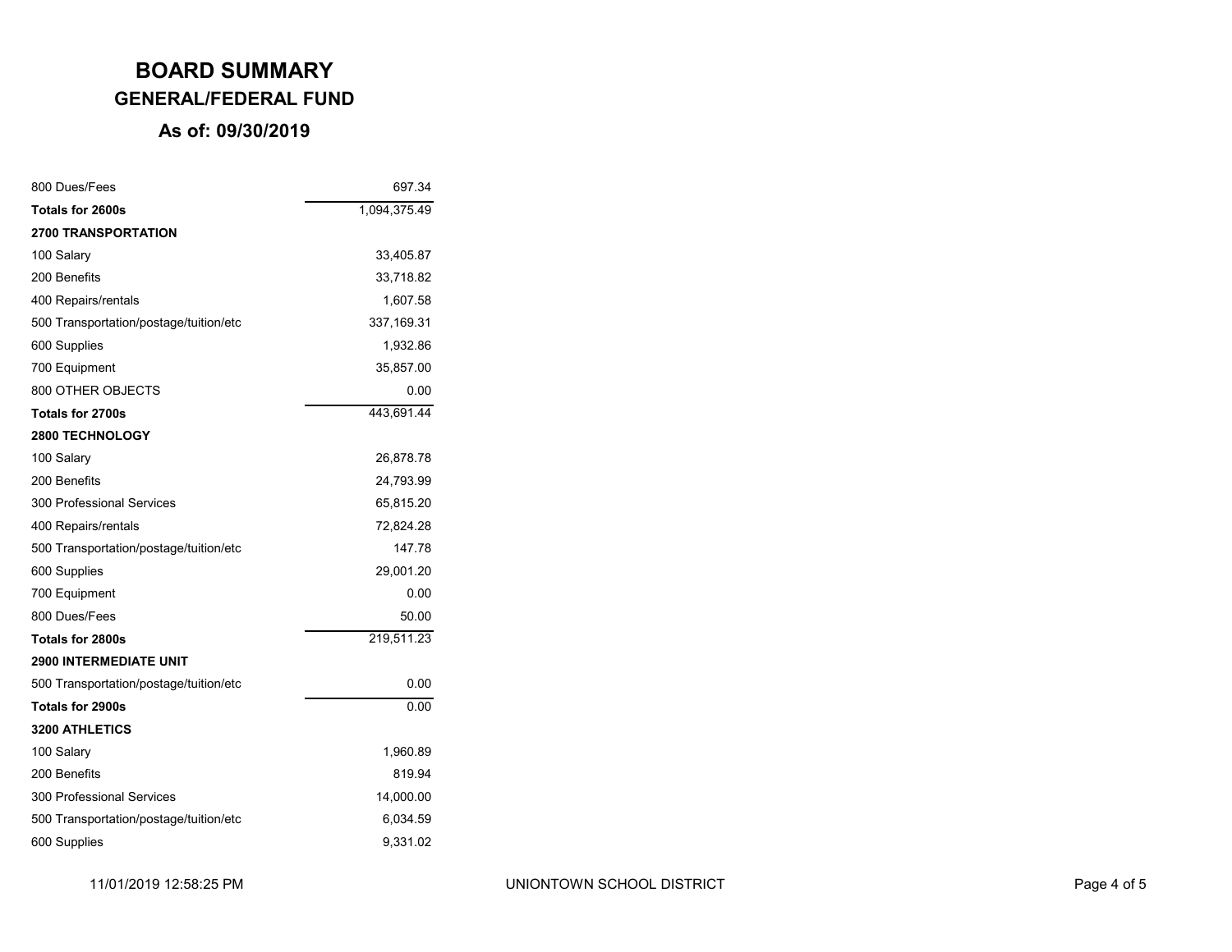# BOARD SUMMARY

## GENERAL/FEDERAL FUND

### As of: 09/30/2019

| | |
|---|---:|
| 800 Dues/Fees | 697.34 |
| **Totals for 2600s** | 1,094,375.49 |
| **2700 TRANSPORTATION** | |
| 100 Salary | 33,405.87 |
| 200 Benefits | 33,718.82 |
| 400 Repairs/rentals | 1,607.58 |
| 500 Transportation/postage/tuition/etc | 337,169.31 |
| 600 Supplies | 1,932.86 |
| 700 Equipment | 35,857.00 |
| 800 OTHER OBJECTS | 0.00 |
| **Totals for 2700s** | 443,691.44 |
| **2800 TECHNOLOGY** | |
| 100 Salary | 26,878.78 |
| 200 Benefits | 24,793.99 |
| 300 Professional Services | 65,815.20 |
| 400 Repairs/rentals | 72,824.28 |
| 500 Transportation/postage/tuition/etc | 147.78 |
| 600 Supplies | 29,001.20 |
| 700 Equipment | 0.00 |
| 800 Dues/Fees | 50.00 |
| **Totals for 2800s** | 219,511.23 |
| **2900 INTERMEDIATE UNIT** | |
| 500 Transportation/postage/tuition/etc | 0.00 |
| **Totals for 2900s** | 0.00 |
| **3200 ATHLETICS** | |
| 100 Salary | 1,960.89 |
| 200 Benefits | 819.94 |
| 300 Professional Services | 14,000.00 |
| 500 Transportation/postage/tuition/etc | 6,034.59 |
| 600 Supplies | 9,331.02 |

11/01/2019 12:58:25 PM UNIONTOWN SCHOOL DISTRICT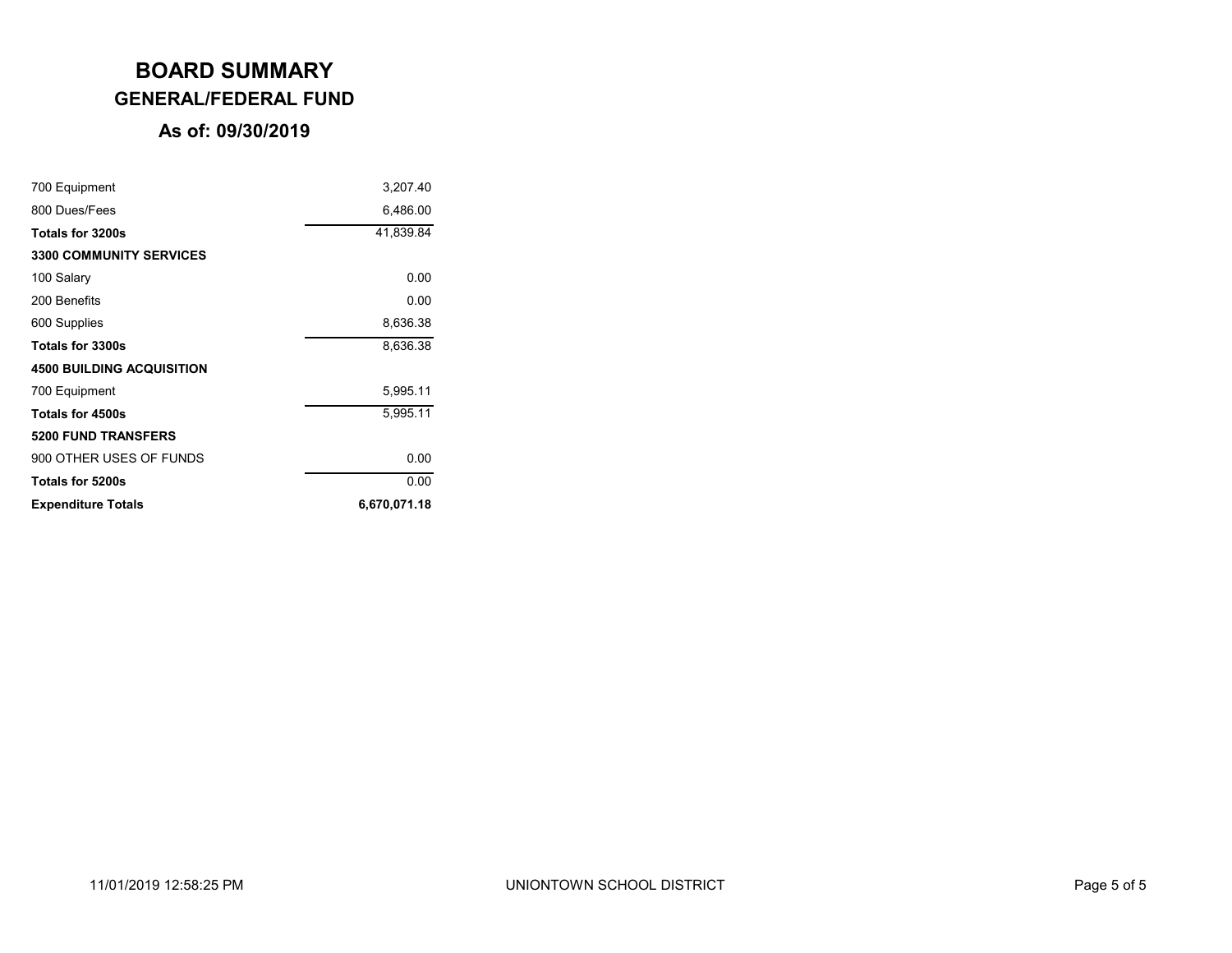# BOARD SUMMARY

## GENERAL/FEDERAL FUND

### As of: 09/30/2019

| | |
|---|---|
| 700 Equipment | 3,207.40 |
| 800 Dues/Fees | 6,486.00 |
| **Totals for 3200s** | 41,839.84 |
| **3300 COMMUNITY SERVICES** | |
| 100 Salary | 0.00 |
| 200 Benefits | 0.00 |
| 600 Supplies | 8,636.38 |
| **Totals for 3300s** | 8,636.38 |
| **4500 BUILDING ACQUISITION** | |
| 700 Equipment | 5,995.11 |
| **Totals for 4500s** | 5,995.11 |
| **5200 FUND TRANSFERS** | |
| 900 OTHER USES OF FUNDS | 0.00 |
| **Totals for 5200s** | 0.00 |
| **Expenditure Totals** | **6,670,071.18** |

11/01/2019 12:58:25 PM UNIONTOWN SCHOOL DISTRICT